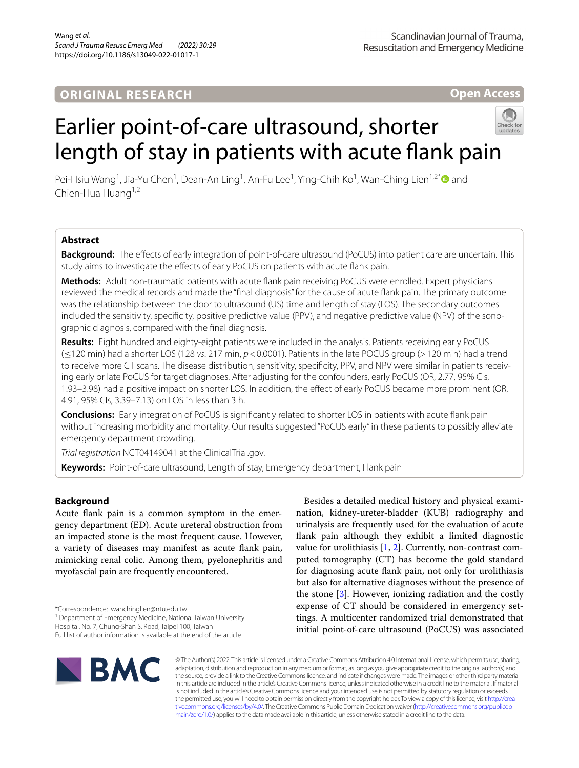ORIGINAL RESEARCH

Open Access

# Earlier point-of-care ultrasound, shorter length of stay in patients with acute flank pain

Pei-Hsiu Wang[1], Jia-Yu Chen[1], Dean-An Ling[1], An-Fu Lee[1], Ying-Chih Ko[1], Wan-Ching Lien[1,2*] and Chien-Hua Huang[1,2]

## Abstract

**Background:** The effects of early integration of point-of-care ultrasound (PoCUS) into patient care are uncertain. This study aims to investigate the effects of early PoCUS on patients with acute flank pain.

**Methods:** Adult non-traumatic patients with acute flank pain receiving PoCUS were enrolled. Expert physicians reviewed the medical records and made the "final diagnosis" for the cause of acute flank pain. The primary outcome was the relationship between the door to ultrasound (US) time and length of stay (LOS). The secondary outcomes included the sensitivity, specificity, positive predictive value (PPV), and negative predictive value (NPV) of the sonographic diagnosis, compared with the final diagnosis.

**Results:** Eight hundred and eighty-eight patients were included in the analysis. Patients receiving early PoCUS (≤120 min) had a shorter LOS (128 *vs*. 217 min, $p < 0.0001$). Patients in the late POCUS group (>120 min) had a trend to receive more CT scans. The disease distribution, sensitivity, specificity, PPV, and NPV were similar in patients receiving early or late PoCUS for target diagnoses. After adjusting for the confounders, early PoCUS (OR, 2.77, 95% CIs, 1.93–3.98) had a positive impact on shorter LOS. In addition, the effect of early PoCUS became more prominent (OR, 4.91, 95% CIs, 3.39–7.13) on LOS in less than 3 h.

**Conclusions:** Early integration of PoCUS is significantly related to shorter LOS in patients with acute flank pain without increasing morbidity and mortality. Our results suggested "PoCUS early" in these patients to possibly alleviate emergency department crowding.

*Trial registration* NCT04149041 at the ClinicalTrial.gov.

**Keywords:** Point-of-care ultrasound, Length of stay, Emergency department, Flank pain

## Background

Acute flank pain is a common symptom in the emergency department (ED). Acute ureteral obstruction from an impacted stone is the most frequent cause. However, a variety of diseases may manifest as acute flank pain, mimicking renal colic. Among them, pyelonephritis and myofascial pain are frequently encountered.

Besides a detailed medical history and physical examination, kidney-ureter-bladder (KUB) radiography and urinalysis are frequently used for the evaluation of acute flank pain although they exhibit a limited diagnostic value for urolithiasis [1, 2]. Currently, non-contrast computed tomography (CT) has become the gold standard for diagnosing acute flank pain, not only for urolithiasis but also for alternative diagnoses without the presence of the stone [3]. However, ionizing radiation and the costly expense of CT should be considered in emergency settings. A multicenter randomized trial demonstrated that initial point-of-care ultrasound (PoCUS) was associated

*Correspondence: wanchinglien@ntu.edu.tw
[1] Department of Emergency Medicine, National Taiwan University Hospital, No. 7, Chung-Shan S. Road, Taipei 100, Taiwan
Full list of author information is available at the end of the article

© The Author(s) 2022. This article is licensed under a Creative Commons Attribution 4.0 International License, which permits use, sharing, adaptation, distribution and reproduction in any medium or format, as long as you give appropriate credit to the original author(s) and the source, provide a link to the Creative Commons licence, and indicate if changes were made. The images or other third party material in this article are included in the article's Creative Commons licence, unless indicated otherwise in a credit line to the material. If material is not included in the article's Creative Commons licence and your intended use is not permitted by statutory regulation or exceeds the permitted use, you will need to obtain permission directly from the copyright holder. To view a copy of this licence, visit http://creativecommons.org/licenses/by/4.0/. The Creative Commons Public Domain Dedication waiver (http://creativecommons.org/publicdomain/zero/1.0/) applies to the data made available in this article, unless otherwise stated in a credit line to the data.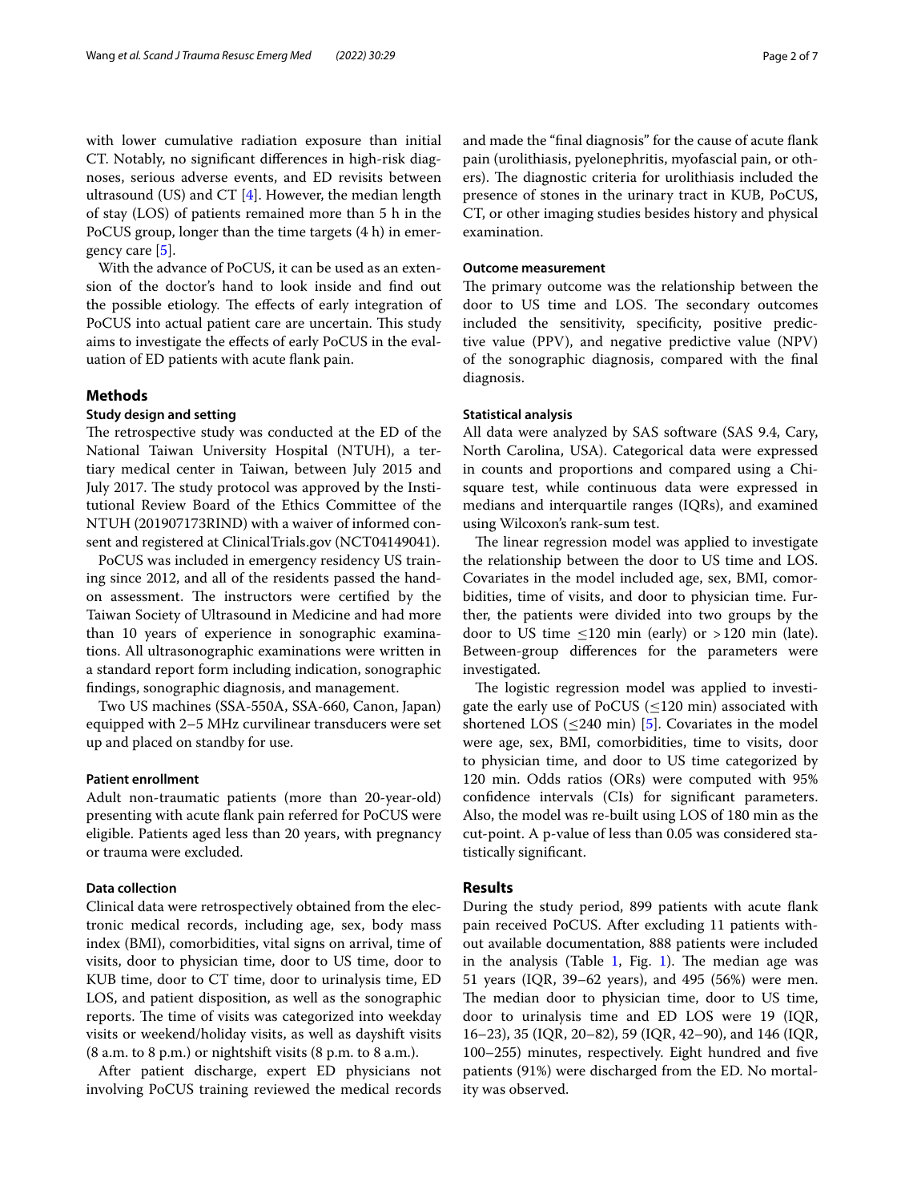with lower cumulative radiation exposure than initial CT. Notably, no significant differences in high-risk diagnoses, serious adverse events, and ED revisits between ultrasound (US) and CT [4]. However, the median length of stay (LOS) of patients remained more than 5 h in the PoCUS group, longer than the time targets (4 h) in emergency care [5].

With the advance of PoCUS, it can be used as an extension of the doctor's hand to look inside and find out the possible etiology. The effects of early integration of PoCUS into actual patient care are uncertain. This study aims to investigate the effects of early PoCUS in the evaluation of ED patients with acute flank pain.

## Methods

### Study design and setting

The retrospective study was conducted at the ED of the National Taiwan University Hospital (NTUH), a tertiary medical center in Taiwan, between July 2015 and July 2017. The study protocol was approved by the Institutional Review Board of the Ethics Committee of the NTUH (201907173RIND) with a waiver of informed consent and registered at ClinicalTrials.gov (NCT04149041).

PoCUS was included in emergency residency US training since 2012, and all of the residents passed the hand-on assessment. The instructors were certified by the Taiwan Society of Ultrasound in Medicine and had more than 10 years of experience in sonographic examinations. All ultrasonographic examinations were written in a standard report form including indication, sonographic findings, sonographic diagnosis, and management.

Two US machines (SSA-550A, SSA-660, Canon, Japan) equipped with 2–5 MHz curvilinear transducers were set up and placed on standby for use.

### Patient enrollment

Adult non-traumatic patients (more than 20-year-old) presenting with acute flank pain referred for PoCUS were eligible. Patients aged less than 20 years, with pregnancy or trauma were excluded.

### Data collection

Clinical data were retrospectively obtained from the electronic medical records, including age, sex, body mass index (BMI), comorbidities, vital signs on arrival, time of visits, door to physician time, door to US time, door to KUB time, door to CT time, door to urinalysis time, ED LOS, and patient disposition, as well as the sonographic reports. The time of visits was categorized into weekday visits or weekend/holiday visits, as well as dayshift visits (8 a.m. to 8 p.m.) or nightshift visits (8 p.m. to 8 a.m.).

After patient discharge, expert ED physicians not involving PoCUS training reviewed the medical records and made the "final diagnosis" for the cause of acute flank pain (urolithiasis, pyelonephritis, myofascial pain, or others). The diagnostic criteria for urolithiasis included the presence of stones in the urinary tract in KUB, PoCUS, CT, or other imaging studies besides history and physical examination.

### Outcome measurement

The primary outcome was the relationship between the door to US time and LOS. The secondary outcomes included the sensitivity, specificity, positive predictive value (PPV), and negative predictive value (NPV) of the sonographic diagnosis, compared with the final diagnosis.

### Statistical analysis

All data were analyzed by SAS software (SAS 9.4, Cary, North Carolina, USA). Categorical data were expressed in counts and proportions and compared using a Chi-square test, while continuous data were expressed in medians and interquartile ranges (IQRs), and examined using Wilcoxon's rank-sum test.

The linear regression model was applied to investigate the relationship between the door to US time and LOS. Covariates in the model included age, sex, BMI, comorbidities, time of visits, and door to physician time. Further, the patients were divided into two groups by the door to US time $\leq$120 min (early) or $>$120 min (late). Between-group differences for the parameters were investigated.

The logistic regression model was applied to investigate the early use of PoCUS ($\leq$120 min) associated with shortened LOS ($\leq$240 min) [5]. Covariates in the model were age, sex, BMI, comorbidities, time to visits, door to physician time, and door to US time categorized by 120 min. Odds ratios (ORs) were computed with 95% confidence intervals (CIs) for significant parameters. Also, the model was re-built using LOS of 180 min as the cut-point. A p-value of less than 0.05 was considered statistically significant.

## Results

During the study period, 899 patients with acute flank pain received PoCUS. After excluding 11 patients without available documentation, 888 patients were included in the analysis (Table 1, Fig. 1). The median age was 51 years (IQR, 39–62 years), and 495 (56%) were men. The median door to physician time, door to US time, door to urinalysis time and ED LOS were 19 (IQR, 16–23), 35 (IQR, 20–82), 59 (IQR, 42–90), and 146 (IQR, 100–255) minutes, respectively. Eight hundred and five patients (91%) were discharged from the ED. No mortality was observed.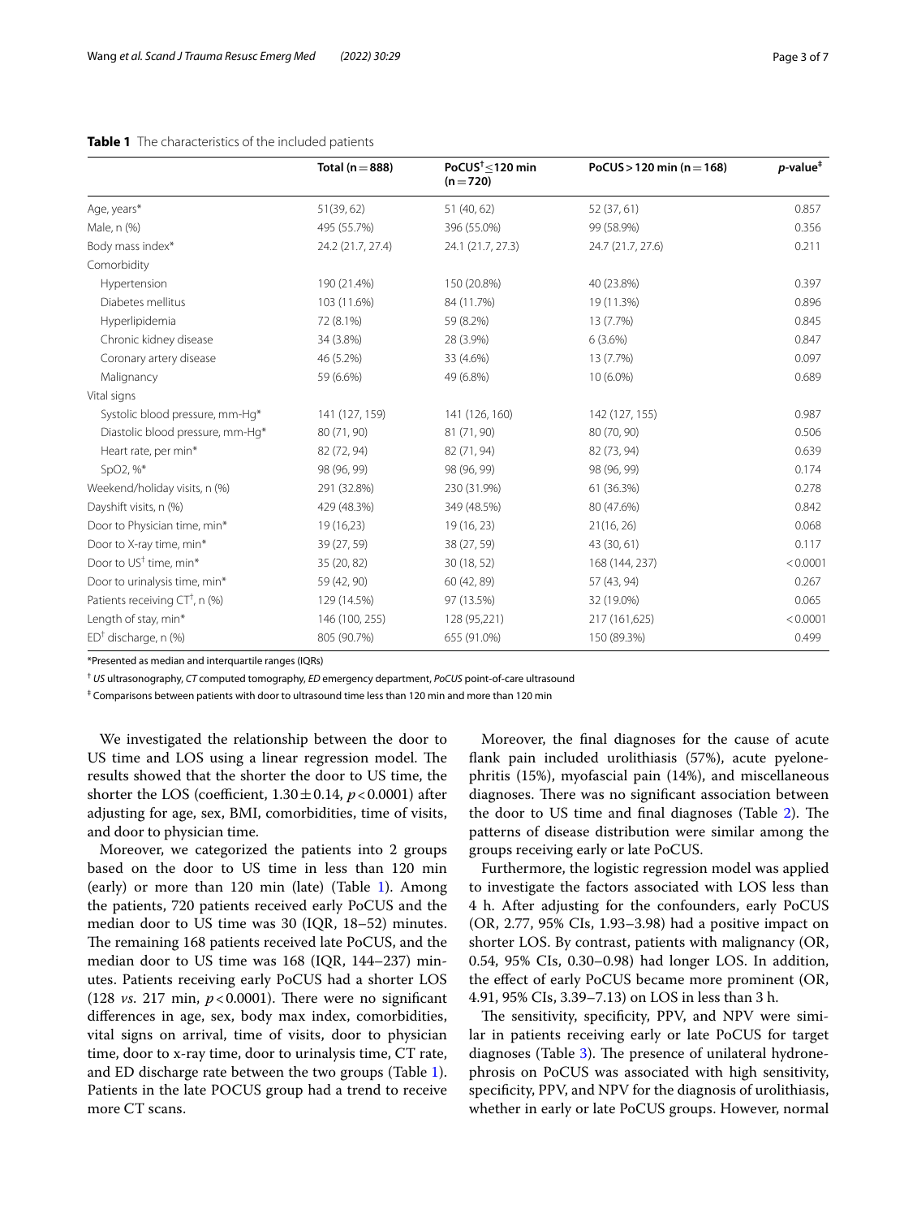**Table 1** The characteristics of the included patients

| | Total (n = 888) | PoCUS[†]≤120 min (n = 720) | PoCUS > 120 min (n = 168) | *p*-value[‡] |
|---|---|---|---|---|
| Age, years* | 51(39, 62) | 51 (40, 62) | 52 (37, 61) | 0.857 |
| Male, n (%) | 495 (55.7%) | 396 (55.0%) | 99 (58.9%) | 0.356 |
| Body mass index* | 24.2 (21.7, 27.4) | 24.1 (21.7, 27.3) | 24.7 (21.7, 27.6) | 0.211 |
| Comorbidity | | | | |
| Hypertension | 190 (21.4%) | 150 (20.8%) | 40 (23.8%) | 0.397 |
| Diabetes mellitus | 103 (11.6%) | 84 (11.7%) | 19 (11.3%) | 0.896 |
| Hyperlipidemia | 72 (8.1%) | 59 (8.2%) | 13 (7.7%) | 0.845 |
| Chronic kidney disease | 34 (3.8%) | 28 (3.9%) | 6 (3.6%) | 0.847 |
| Coronary artery disease | 46 (5.2%) | 33 (4.6%) | 13 (7.7%) | 0.097 |
| Malignancy | 59 (6.6%) | 49 (6.8%) | 10 (6.0%) | 0.689 |
| Vital signs | | | | |
| Systolic blood pressure, mm-Hg* | 141 (127, 159) | 141 (126, 160) | 142 (127, 155) | 0.987 |
| Diastolic blood pressure, mm-Hg* | 80 (71, 90) | 81 (71, 90) | 80 (70, 90) | 0.506 |
| Heart rate, per min* | 82 (72, 94) | 82 (71, 94) | 82 (73, 94) | 0.639 |
| SpO2, %* | 98 (96, 99) | 98 (96, 99) | 98 (96, 99) | 0.174 |
| Weekend/holiday visits, n (%) | 291 (32.8%) | 230 (31.9%) | 61 (36.3%) | 0.278 |
| Dayshift visits, n (%) | 429 (48.3%) | 349 (48.5%) | 80 (47.6%) | 0.842 |
| Door to Physician time, min* | 19 (16,23) | 19 (16, 23) | 21(16, 26) | 0.068 |
| Door to X-ray time, min* | 39 (27, 59) | 38 (27, 59) | 43 (30, 61) | 0.117 |
| Door to US[†] time, min* | 35 (20, 82) | 30 (18, 52) | 168 (144, 237) | < 0.0001 |
| Door to urinalysis time, min* | 59 (42, 90) | 60 (42, 89) | 57 (43, 94) | 0.267 |
| Patients receiving CT[†], n (%) | 129 (14.5%) | 97 (13.5%) | 32 (19.0%) | 0.065 |
| Length of stay, min* | 146 (100, 255) | 128 (95,221) | 217 (161,625) | < 0.0001 |
| ED[†] discharge, n (%) | 805 (90.7%) | 655 (91.0%) | 150 (89.3%) | 0.499 |

*Presented as median and interquartile ranges (IQRs)

[†] *US* ultrasonography, *CT* computed tomography, *ED* emergency department, *PoCUS* point-of-care ultrasound

[‡] Comparisons between patients with door to ultrasound time less than 120 min and more than 120 min

We investigated the relationship between the door to US time and LOS using a linear regression model. The results showed that the shorter the door to US time, the shorter the LOS (coefficient, $1.30 \pm 0.14$, $p < 0.0001$) after adjusting for age, sex, BMI, comorbidities, time of visits, and door to physician time.

Moreover, we categorized the patients into 2 groups based on the door to US time in less than 120 min (early) or more than 120 min (late) (Table 1). Among the patients, 720 patients received early PoCUS and the median door to US time was 30 (IQR, 18–52) minutes. The remaining 168 patients received late PoCUS, and the median door to US time was 168 (IQR, 144–237) minutes. Patients receiving early PoCUS had a shorter LOS (128 *vs.* 217 min, $p < 0.0001$). There were no significant differences in age, sex, body max index, comorbidities, vital signs on arrival, time of visits, door to physician time, door to x-ray time, door to urinalysis time, CT rate, and ED discharge rate between the two groups (Table 1). Patients in the late POCUS group had a trend to receive more CT scans.

Moreover, the final diagnoses for the cause of acute flank pain included urolithiasis (57%), acute pyelonephritis (15%), myofascial pain (14%), and miscellaneous diagnoses. There was no significant association between the door to US time and final diagnoses (Table 2). The patterns of disease distribution were similar among the groups receiving early or late PoCUS.

Furthermore, the logistic regression model was applied to investigate the factors associated with LOS less than 4 h. After adjusting for the confounders, early PoCUS (OR, 2.77, 95% CIs, 1.93–3.98) had a positive impact on shorter LOS. By contrast, patients with malignancy (OR, 0.54, 95% CIs, 0.30–0.98) had longer LOS. In addition, the effect of early PoCUS became more prominent (OR, 4.91, 95% CIs, 3.39–7.13) on LOS in less than 3 h.

The sensitivity, specificity, PPV, and NPV were similar in patients receiving early or late PoCUS for target diagnoses (Table 3). The presence of unilateral hydronephrosis on PoCUS was associated with high sensitivity, specificity, PPV, and NPV for the diagnosis of urolithiasis, whether in early or late PoCUS groups. However, normal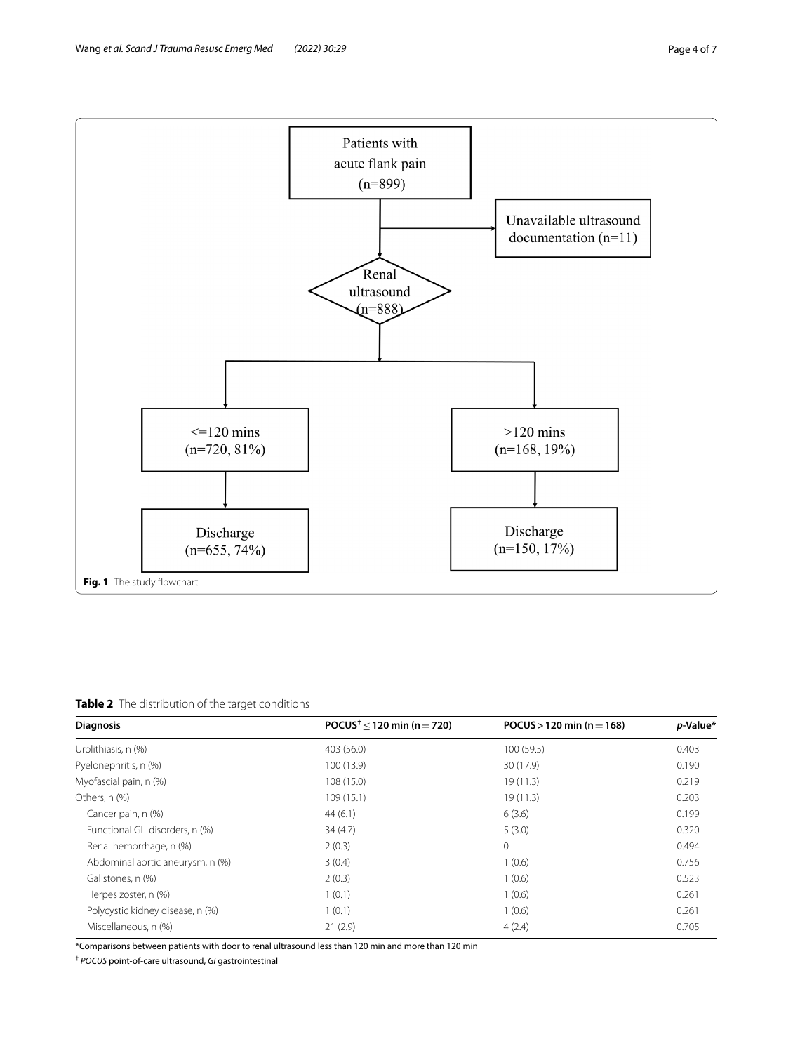Patients with acute flank pain (n=899)

Unavailable ultrasound documentation (n=11)

Renal ultrasound (n=888)

<=120 mins (n=720, 81%)

>120 mins (n=168, 19%)

Discharge (n=655, 74%)

Discharge (n=150, 17%)

**Fig. 1** The study flowchart

**Table 2** The distribution of the target conditions

| Diagnosis | POCUS[†] ≤ 120 min (n = 720) | POCUS > 120 min (n = 168) | *p*-Value* |
|---|---|---|---|
| Urolithiasis, n (%) | 403 (56.0) | 100 (59.5) | 0.403 |
| Pyelonephritis, n (%) | 100 (13.9) | 30 (17.9) | 0.190 |
| Myofascial pain, n (%) | 108 (15.0) | 19 (11.3) | 0.219 |
| Others, n (%) | 109 (15.1) | 19 (11.3) | 0.203 |
| Cancer pain, n (%) | 44 (6.1) | 6 (3.6) | 0.199 |
| Functional GI[†] disorders, n (%) | 34 (4.7) | 5 (3.0) | 0.320 |
| Renal hemorrhage, n (%) | 2 (0.3) | 0 | 0.494 |
| Abdominal aortic aneurysm, n (%) | 3 (0.4) | 1 (0.6) | 0.756 |
| Gallstones, n (%) | 2 (0.3) | 1 (0.6) | 0.523 |
| Herpes zoster, n (%) | 1 (0.1) | 1 (0.6) | 0.261 |
| Polycystic kidney disease, n (%) | 1 (0.1) | 1 (0.6) | 0.261 |
| Miscellaneous, n (%) | 21 (2.9) | 4 (2.4) | 0.705 |

*Comparisons between patients with door to renal ultrasound less than 120 min and more than 120 min

[†] *POCUS* point-of-care ultrasound, *GI* gastrointestinal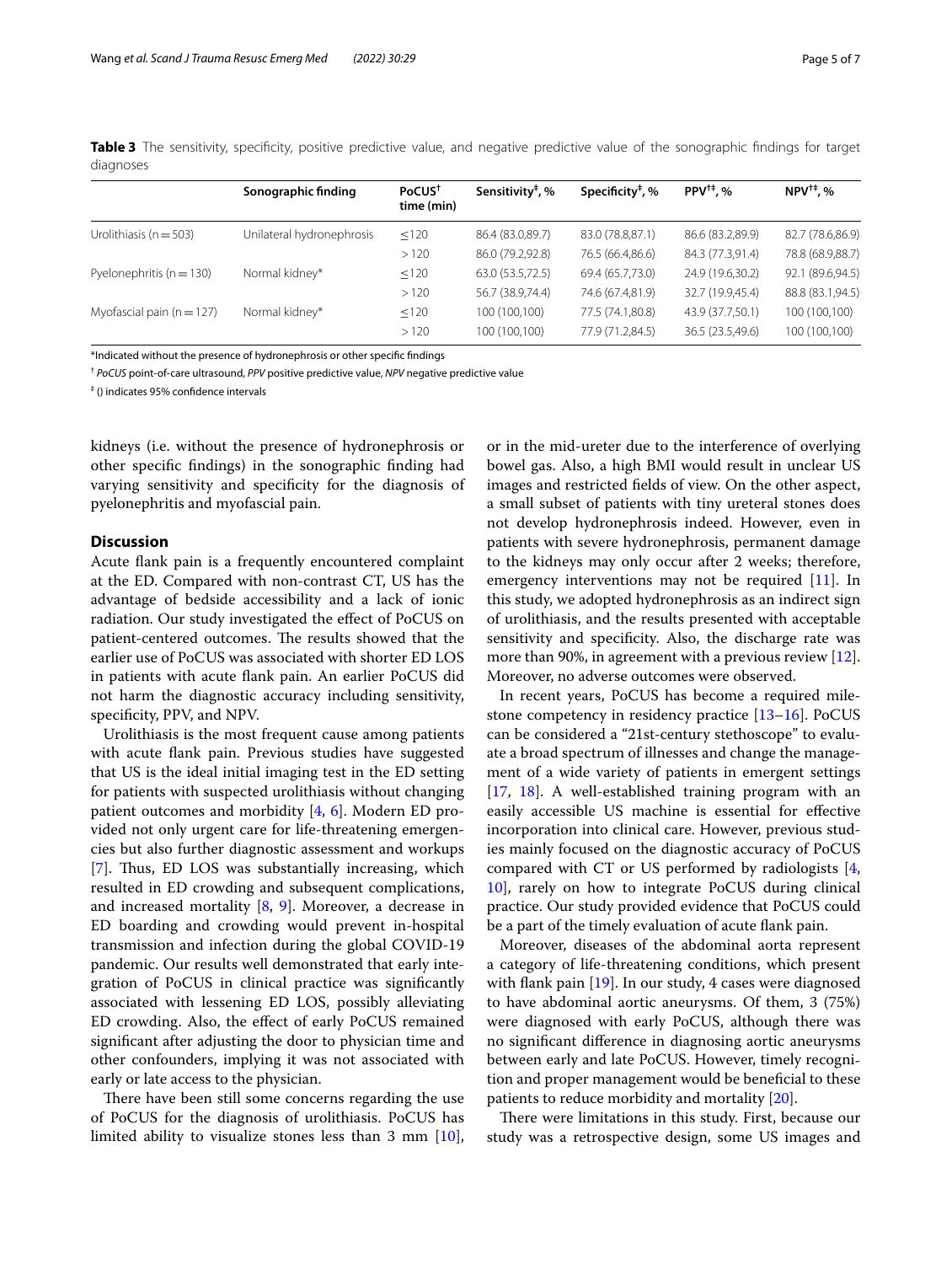**Table 3** The sensitivity, specificity, positive predictive value, and negative predictive value of the sonographic findings for target diagnoses

| | Sonographic finding | PoCUS[†] time (min) | Sensitivity[‡], % | Specificity[‡], % | PPV[†‡], % | NPV[†‡], % |
|---|---|---|---|---|---|---|
| Urolithiasis (n = 503) | Unilateral hydronephrosis | ≤120 | 86.4 (83.0,89.7) | 83.0 (78.8,87.1) | 86.6 (83.2,89.9) | 82.7 (78.6,86.9) |
| | | >120 | 86.0 (79.2,92.8) | 76.5 (66.4,86.6) | 84.3 (77.3,91.4) | 78.8 (68.9,88.7) |
| Pyelonephritis (n = 130) | Normal kidney* | ≤120 | 63.0 (53.5,72.5) | 69.4 (65.7,73.0) | 24.9 (19.6,30.2) | 92.1 (89.6,94.5) |
| | | >120 | 56.7 (38.9,74.4) | 74.6 (67.4,81.9) | 32.7 (19.9,45.4) | 88.8 (83.1,94.5) |
| Myofascial pain (n = 127) | Normal kidney* | ≤120 | 100 (100,100) | 77.5 (74.1,80.8) | 43.9 (37.7,50.1) | 100 (100,100) |
| | | >120 | 100 (100,100) | 77.9 (71.2,84.5) | 36.5 (23.5,49.6) | 100 (100,100) |

*Indicated without the presence of hydronephrosis or other specific findings

[†] *PoCUS* point-of-care ultrasound, *PPV* positive predictive value, *NPV* negative predictive value

[‡] () indicates 95% confidence intervals

kidneys (i.e. without the presence of hydronephrosis or other specific findings) in the sonographic finding had varying sensitivity and specificity for the diagnosis of pyelonephritis and myofascial pain.

## Discussion

Acute flank pain is a frequently encountered complaint at the ED. Compared with non-contrast CT, US has the advantage of bedside accessibility and a lack of ionic radiation. Our study investigated the effect of PoCUS on patient-centered outcomes. The results showed that the earlier use of PoCUS was associated with shorter ED LOS in patients with acute flank pain. An earlier PoCUS did not harm the diagnostic accuracy including sensitivity, specificity, PPV, and NPV.

Urolithiasis is the most frequent cause among patients with acute flank pain. Previous studies have suggested that US is the ideal initial imaging test in the ED setting for patients with suspected urolithiasis without changing patient outcomes and morbidity [4, 6]. Modern ED provided not only urgent care for life-threatening emergencies but also further diagnostic assessment and workups [7]. Thus, ED LOS was substantially increasing, which resulted in ED crowding and subsequent complications, and increased mortality [8, 9]. Moreover, a decrease in ED boarding and crowding would prevent in-hospital transmission and infection during the global COVID-19 pandemic. Our results well demonstrated that early integration of PoCUS in clinical practice was significantly associated with lessening ED LOS, possibly alleviating ED crowding. Also, the effect of early PoCUS remained significant after adjusting the door to physician time and other confounders, implying it was not associated with early or late access to the physician.

There have been still some concerns regarding the use of PoCUS for the diagnosis of urolithiasis. PoCUS has limited ability to visualize stones less than 3 mm [10], or in the mid-ureter due to the interference of overlying bowel gas. Also, a high BMI would result in unclear US images and restricted fields of view. On the other aspect, a small subset of patients with tiny ureteral stones does not develop hydronephrosis indeed. However, even in patients with severe hydronephrosis, permanent damage to the kidneys may only occur after 2 weeks; therefore, emergency interventions may not be required [11]. In this study, we adopted hydronephrosis as an indirect sign of urolithiasis, and the results presented with acceptable sensitivity and specificity. Also, the discharge rate was more than 90%, in agreement with a previous review [12]. Moreover, no adverse outcomes were observed.

In recent years, PoCUS has become a required milestone competency in residency practice [13–16]. PoCUS can be considered a "21st-century stethoscope" to evaluate a broad spectrum of illnesses and change the management of a wide variety of patients in emergent settings [17, 18]. A well-established training program with an easily accessible US machine is essential for effective incorporation into clinical care. However, previous studies mainly focused on the diagnostic accuracy of PoCUS compared with CT or US performed by radiologists [4, 10], rarely on how to integrate PoCUS during clinical practice. Our study provided evidence that PoCUS could be a part of the timely evaluation of acute flank pain.

Moreover, diseases of the abdominal aorta represent a category of life-threatening conditions, which present with flank pain [19]. In our study, 4 cases were diagnosed to have abdominal aortic aneurysms. Of them, 3 (75%) were diagnosed with early PoCUS, although there was no significant difference in diagnosing aortic aneurysms between early and late PoCUS. However, timely recognition and proper management would be beneficial to these patients to reduce morbidity and mortality [20].

There were limitations in this study. First, because our study was a retrospective design, some US images and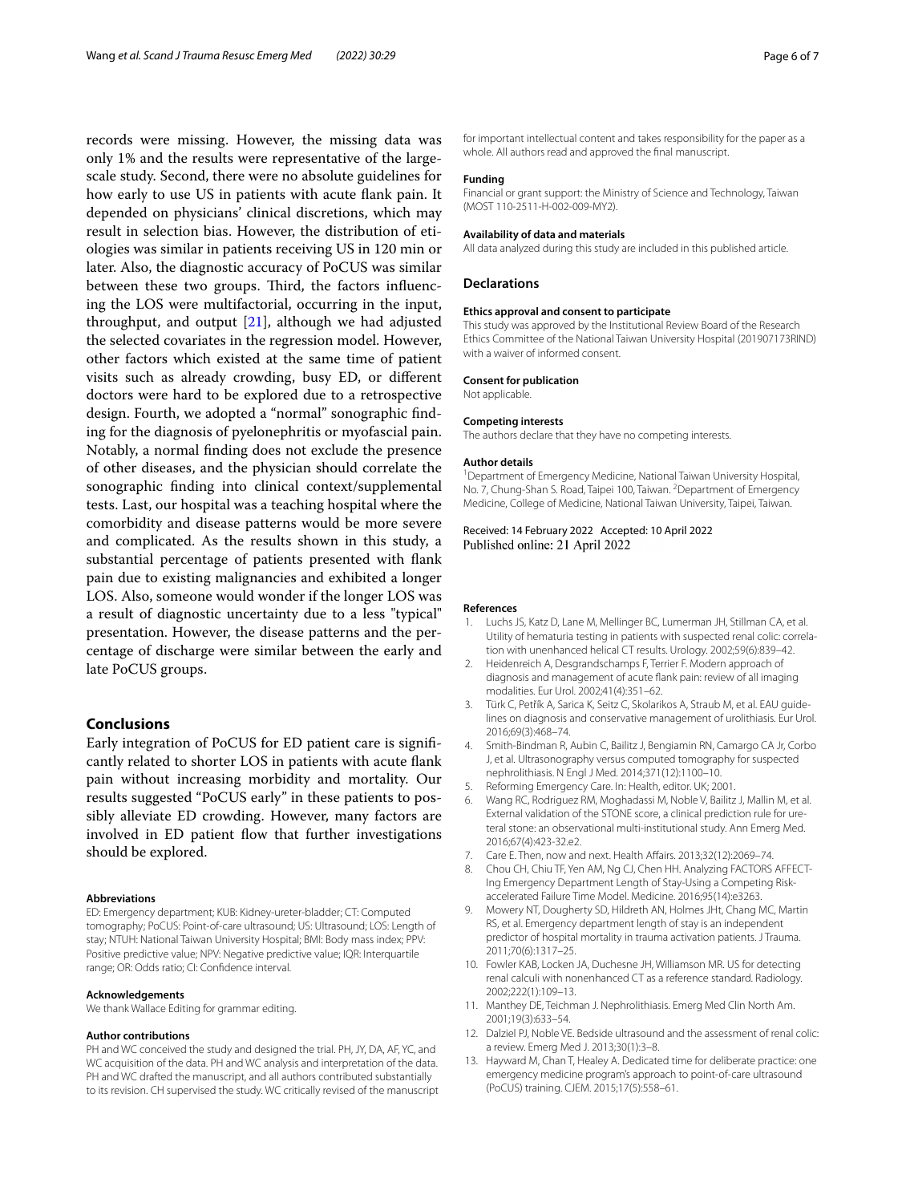records were missing. However, the missing data was only 1% and the results were representative of the large-scale study. Second, there were no absolute guidelines for how early to use US in patients with acute flank pain. It depended on physicians' clinical discretions, which may result in selection bias. However, the distribution of etiologies was similar in patients receiving US in 120 min or later. Also, the diagnostic accuracy of PoCUS was similar between these two groups. Third, the factors influencing the LOS were multifactorial, occurring in the input, throughput, and output [21], although we had adjusted the selected covariates in the regression model. However, other factors which existed at the same time of patient visits such as already crowding, busy ED, or different doctors were hard to be explored due to a retrospective design. Fourth, we adopted a "normal" sonographic finding for the diagnosis of pyelonephritis or myofascial pain. Notably, a normal finding does not exclude the presence of other diseases, and the physician should correlate the sonographic finding into clinical context/supplemental tests. Last, our hospital was a teaching hospital where the comorbidity and disease patterns would be more severe and complicated. As the results shown in this study, a substantial percentage of patients presented with flank pain due to existing malignancies and exhibited a longer LOS. Also, someone would wonder if the longer LOS was a result of diagnostic uncertainty due to a less "typical" presentation. However, the disease patterns and the percentage of discharge were similar between the early and late PoCUS groups.

## Conclusions

Early integration of PoCUS for ED patient care is significantly related to shorter LOS in patients with acute flank pain without increasing morbidity and mortality. Our results suggested "PoCUS early" in these patients to possibly alleviate ED crowding. However, many factors are involved in ED patient flow that further investigations should be explored.

#### Abbreviations

ED: Emergency department; KUB: Kidney-ureter-bladder; CT: Computed tomography; PoCUS: Point-of-care ultrasound; US: Ultrasound; LOS: Length of stay; NTUH: National Taiwan University Hospital; BMI: Body mass index; PPV: Positive predictive value; NPV: Negative predictive value; IQR: Interquartile range; OR: Odds ratio; CI: Confidence interval.

#### Acknowledgements

We thank Wallace Editing for grammar editing.

#### Author contributions

PH and WC conceived the study and designed the trial. PH, JY, DA, AF, YC, and WC acquisition of the data. PH and WC analysis and interpretation of the data. PH and WC drafted the manuscript, and all authors contributed substantially to its revision. CH supervised the study. WC critically revised of the manuscript for important intellectual content and takes responsibility for the paper as a whole. All authors read and approved the final manuscript.

#### Funding

Financial or grant support: the Ministry of Science and Technology, Taiwan (MOST 110-2511-H-002-009-MY2).

#### Availability of data and materials

All data analyzed during this study are included in this published article.

## Declarations

#### Ethics approval and consent to participate

This study was approved by the Institutional Review Board of the Research Ethics Committee of the National Taiwan University Hospital (201907173RIND) with a waiver of informed consent.

#### Consent for publication

Not applicable.

#### Competing interests

The authors declare that they have no competing interests.

#### Author details

[1] Department of Emergency Medicine, National Taiwan University Hospital, No. 7, Chung-Shan S. Road, Taipei 100, Taiwan. [2] Department of Emergency Medicine, College of Medicine, National Taiwan University, Taipei, Taiwan.

Received: 14 February 2022 Accepted: 10 April 2022
Published online: 21 April 2022

#### References

1. Luchs JS, Katz D, Lane M, Mellinger BC, Lumerman JH, Stillman CA, et al. Utility of hematuria testing in patients with suspected renal colic: correlation with unenhanced helical CT results. Urology. 2002;59(6):839–42.
2. Heidenreich A, Desgrandschamps F, Terrier F. Modern approach of diagnosis and management of acute flank pain: review of all imaging modalities. Eur Urol. 2002;41(4):351–62.
3. Türk C, Petřík A, Sarica K, Seitz C, Skolarikos A, Straub M, et al. EAU guidelines on diagnosis and conservative management of urolithiasis. Eur Urol. 2016;69(3):468–74.
4. Smith-Bindman R, Aubin C, Bailitz J, Bengiamin RN, Camargo CA Jr, Corbo J, et al. Ultrasonography versus computed tomography for suspected nephrolithiasis. N Engl J Med. 2014;371(12):1100–10.
5. Reforming Emergency Care. In: Health, editor. UK; 2001.
6. Wang RC, Rodriguez RM, Moghadassi M, Noble V, Bailitz J, Mallin M, et al. External validation of the STONE score, a clinical prediction rule for ureteral stone: an observational multi-institutional study. Ann Emerg Med. 2016;67(4):423-32.e2.
7. Care E. Then, now and next. Health Affairs. 2013;32(12):2069–74.
8. Chou CH, Chiu TF, Yen AM, Ng CJ, Chen HH. Analyzing FACTORS AFFECT-Ing Emergency Department Length of Stay-Using a Competing Risk-accelerated Failure Time Model. Medicine. 2016;95(14):e3263.
9. Mowery NT, Dougherty SD, Hildreth AN, Holmes JHt, Chang MC, Martin RS, et al. Emergency department length of stay is an independent predictor of hospital mortality in trauma activation patients. J Trauma. 2011;70(6):1317–25.
10. Fowler KAB, Locken JA, Duchesne JH, Williamson MR. US for detecting renal calculi with nonenhanced CT as a reference standard. Radiology. 2002;222(1):109–13.
11. Manthey DE, Teichman J. Nephrolithiasis. Emerg Med Clin North Am. 2001;19(3):633–54.
12. Dalziel PJ, Noble VE. Bedside ultrasound and the assessment of renal colic: a review. Emerg Med J. 2013;30(1):3–8.
13. Hayward M, Chan T, Healey A. Dedicated time for deliberate practice: one emergency medicine program's approach to point-of-care ultrasound (PoCUS) training. CJEM. 2015;17(5):558–61.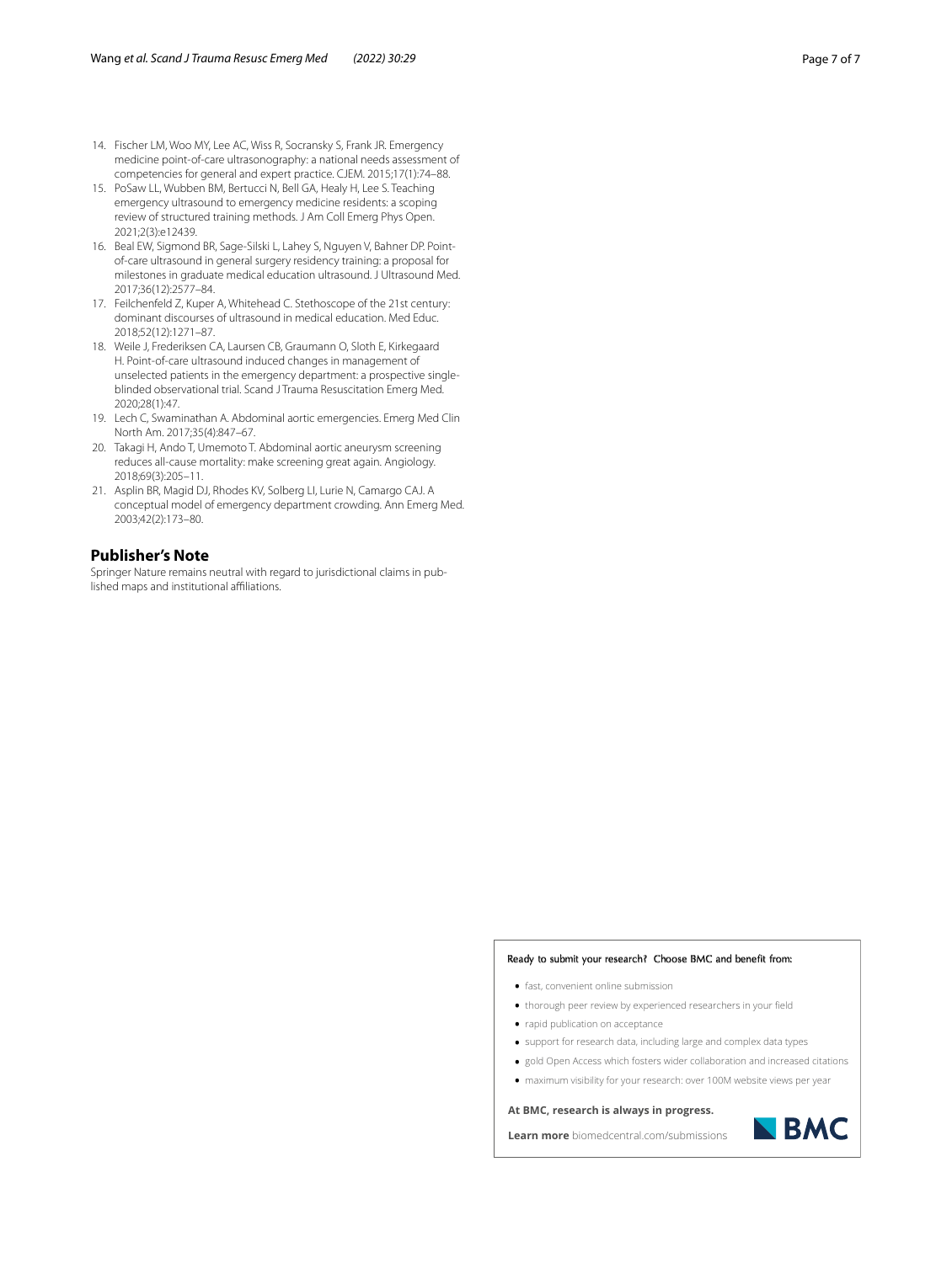14. Fischer LM, Woo MY, Lee AC, Wiss R, Socransky S, Frank JR. Emergency medicine point-of-care ultrasonography: a national needs assessment of competencies for general and expert practice. CJEM. 2015;17(1):74–88.
15. PoSaw LL, Wubben BM, Bertucci N, Bell GA, Healy H, Lee S. Teaching emergency ultrasound to emergency medicine residents: a scoping review of structured training methods. J Am Coll Emerg Phys Open. 2021;2(3):e12439.
16. Beal EW, Sigmond BR, Sage-Silski L, Lahey S, Nguyen V, Bahner DP. Point-of-care ultrasound in general surgery residency training: a proposal for milestones in graduate medical education ultrasound. J Ultrasound Med. 2017;36(12):2577–84.
17. Feilchenfeld Z, Kuper A, Whitehead C. Stethoscope of the 21st century: dominant discourses of ultrasound in medical education. Med Educ. 2018;52(12):1271–87.
18. Weile J, Frederiksen CA, Laursen CB, Graumann O, Sloth E, Kirkegaard H. Point-of-care ultrasound induced changes in management of unselected patients in the emergency department: a prospective single-blinded observational trial. Scand J Trauma Resuscitation Emerg Med. 2020;28(1):47.
19. Lech C, Swaminathan A. Abdominal aortic emergencies. Emerg Med Clin North Am. 2017;35(4):847–67.
20. Takagi H, Ando T, Umemoto T. Abdominal aortic aneurysm screening reduces all-cause mortality: make screening great again. Angiology. 2018;69(3):205–11.
21. Asplin BR, Magid DJ, Rhodes KV, Solberg LI, Lurie N, Camargo CAJ. A conceptual model of emergency department crowding. Ann Emerg Med. 2003;42(2):173–80.

## Publisher's Note

Springer Nature remains neutral with regard to jurisdictional claims in published maps and institutional affiliations.

Ready to submit your research? Choose BMC and benefit from:

- fast, convenient online submission
- thorough peer review by experienced researchers in your field
- rapid publication on acceptance
- support for research data, including large and complex data types
- gold Open Access which fosters wider collaboration and increased citations
- maximum visibility for your research: over 100M website views per year

**At BMC, research is always in progress.**

**Learn more** biomedcentral.com/submissions

BMC